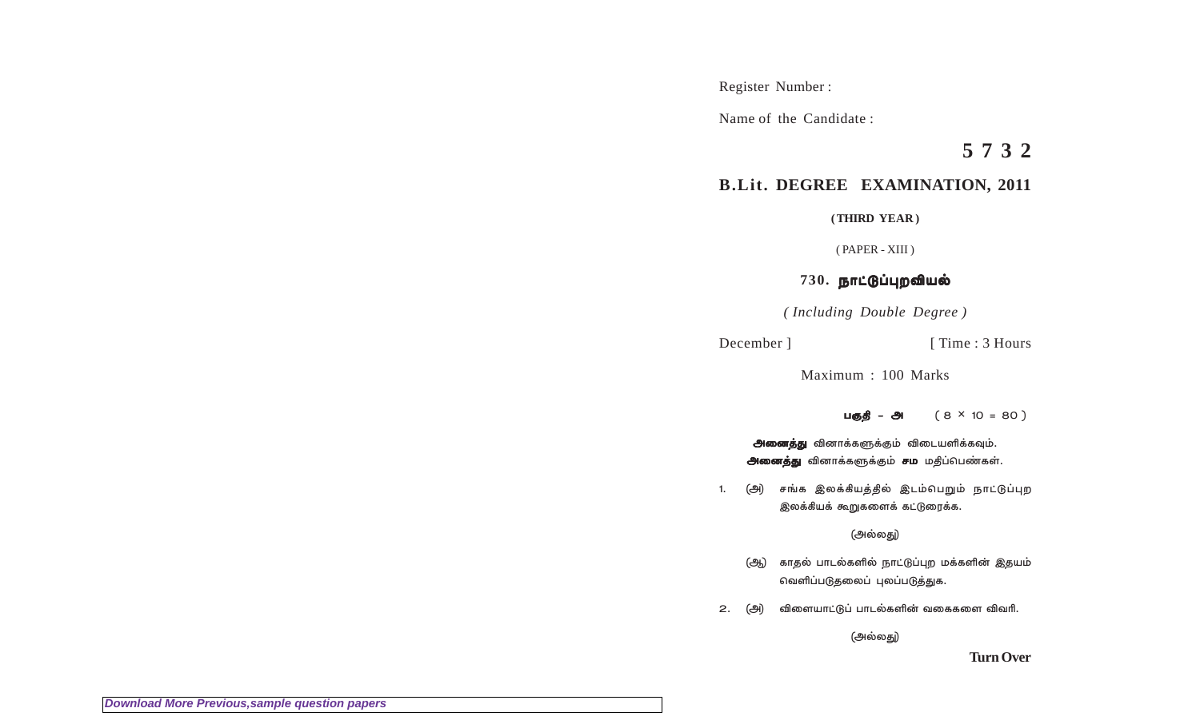Register Number :

Name of the Candidate :

# 5 7 3 2

## B.Lit. DEGREE EXAMINATION, 2011

**( THIRD YEAR )**

( PAPER - XIII )

### 730. நாட்டுப்புறவியல்

*( Including Double Degree )*

December ] [ Time : 3 Hours

Maximum : 100 Marks

**பகுதி - அ** ( 8 × 10 = 80 )

**அனைத்து** வினாக்களுக்கும் விடையளிக்கவும்.
**அனைத்து** வினாக்களுக்கும் **சம** மதிப்பெண்கள்.

1. (அ) சங்க இலக்கியத்தில் இடம்பெறும் நாட்டுப்புற இலக்கியக் கூறுகளைக் கட்டுரைக்க.

(அல்லது)

(ஆ) காதல் பாடல்களில் நாட்டுப்புற மக்களின் இதயம் வெளிப்படுதலைப் புலப்படுத்துக.

2. (அ) விளையாட்டுப் பாடல்களின் வகைகளை விவரி.

(அல்லது)

**Turn Over**

*Download More Previous,sample question papers*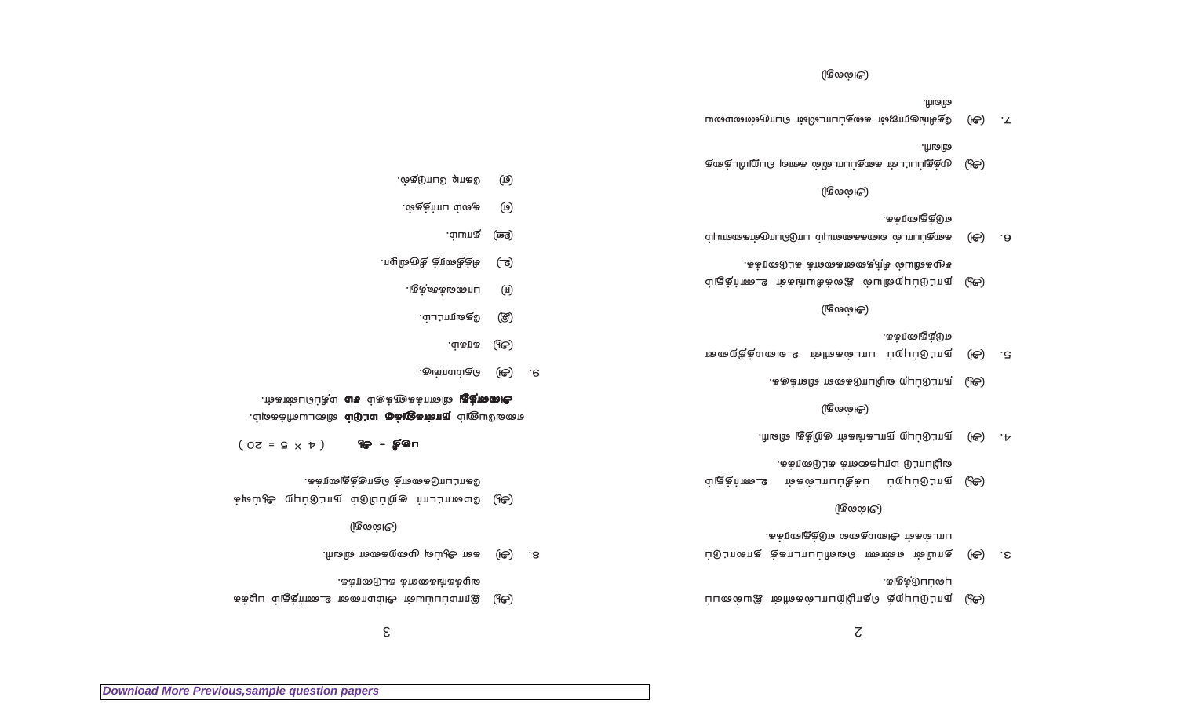(ஆ) நாட்டுப்புறத் தொழிற்பாடல்களில் இரண்டைப் பட்டியலிடுக.

3. (அ) தாலாட்டு என்னும் சொல்லின் பொருள் விளக்கித் தாலாட்டுப் பாடல்கள் அமைப்பினை எடுத்துரைக்க.

(அல்லது)

(ஆ) நாட்டுப்புறப் பக்திப்பாடல்கள் உணர்த்தும் வழிபாட்டு மரபுகளைக் கூறுக.

4. (அ) நாட்டுப்புற நாடகங்கள் குறித்து விவரி.

(அல்லது)

(ஆ) நாட்டுப்புற விழாக்களை விளக்குக.

5. (அ) நாட்டுப்புறப் பாடல்களில் உவமைத்திறனை எடுத்துரைக்க.

(அல்லது)

(ஆ) நாட்டுப்புறவியல் இலக்கியங்கள் உணர்த்தும் சமுதாயச் சிந்தனைகளைக் கூறுக.

6. (அ) கதைப்பாடல் வகைகளையும் பாடுபொருளையும் எடுத்துரைக்க.

(அல்லது)

(ஆ) மந்திரப்பாடல்கள் மக்களின் வாழ்வில் பெறுமிடத்தை விவரி.

7. (அ) தெருக்கூத்தின் கதைப்பாடல்கள் பொருண்மையை விவரி.

(அல்லது)

(ஆ) இராமப்பாட்டின் அமைப்பினை உணர்த்தும் பழக்க வழக்கங்களைக் கூறுக.

8. (அ) கள ஆய்வு முறைகளை விவரி.

(அல்லது)

(ஆ) வேளாண்மை சார்ந்த அறிவுப் பாடல்கள் நாட்டுப்புற அறிவுக்குத் தொடர்புடைமையைத் தெளிவுபடுத்துக.

## பகுதி – இ (4 × 5 = 20)

எவையேனும் நான்கிற்குச் சிறு குறிப்புத் தருக.

ஒவ்வொன்றுக்கும் **50** சொற்களுக்கு மிகாமல் விடையளிக்கவும்.

9. (அ) பொம்மலாட்டம்.

(ஆ) கரகம்.

(இ) தெருக்கூத்து.

(ஈ) பாவைக்கூத்து.

(உ) ஒயிலாட்டம்.

(ஊ) கும்மி.

(எ) கணியன் கூத்து.

(ஏ) வில்லுப்பாட்டு.